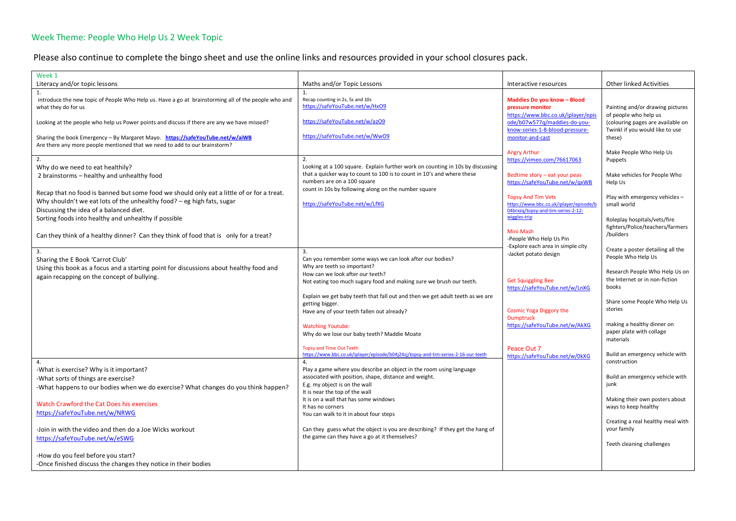## Week Theme: People Who Help Us 2 Week Topic

Please also continue to complete the bingo sheet and use the online links and resources provided in your school closures pack.

| Week 1<br>Literacy and/or topic lessons | Maths and/or Topic Lessons | Interactive resources | Other linked Activities |
|---|---|---|---|
| 1.<br>introduce the new topic of People Who Help us. Have a go at brainstorming all of the people who and what they do for us<br><br>Looking at the people who help us Power points and discuss if there are any we have missed?<br><br>Sharing the book Emergency – By Margaret Mayo. **https://safeYouTube.net/w/aiWB**<br>Are there any more people mentioned that we need to add to our brainstorm? | 1.<br>Recap counting in 2s, 5s and 10s<br>https://safeYouTube.net/w/HxO9<br><br>https://safeYouTube.net/w/azO9<br><br>https://safeYouTube.net/w/WwO9 | **Maddies Do you know – Blood pressure monitor**<br>https://www.bbc.co.uk/iplayer/episode/b07w577q/maddies-do-you-know-series-1-8-blood-pressure-monitor-and-cast<br><br>Angry Arthur<br>https://vimeo.com/76617063<br><br>Bedtime story – eat your peas<br>https://safeYouTube.net/w/qxWB<br><br>Topsy And Tim Vets<br>https://www.bbc.co.uk/iplayer/episode/b04brxzq/topsy-and-tim-series-2-12-wiggles-trip<br><br>Mini Mash<br>-People Who Help Us Pin<br>-Explore each area in simple city<br>-Jacket potato design<br><br>Get Squiggling Bee<br>https://safeYouTube.net/w/LnXG<br><br>Cosmic Yoga Diggory the Dumptruck<br>https://safeYouTube.net/w/AkXG<br><br>Peace Out 7<br>https://safeYouTube.net/w/0kXG | Painting and/or drawing pictures of people who help us (colouring pages are available on Twinkl if you would like to use these)<br><br>Make People Who Help Us Puppets<br><br>Make vehicles for People Who Help Us<br><br>Play with emergency vehicles – small world<br><br>Roleplay hospitals/vets/fire fighters/Police/teachers/farmers /builders<br><br>Create a poster detailing all the People Who Help Us<br><br>Research People Who Help Us on the Internet or in non-fiction books<br><br>Share some People Who Help Us stories<br><br>making a healthy dinner on paper plate with collage materials<br><br>Build an emergency vehicle with construction<br><br>Build an emergency vehicle with junk<br><br>Making their own posters about ways to keep healthy<br><br>Creating a real healthy meal with your family<br><br>Teeth cleaning challenges |
| 2.<br>Why do we need to eat healthily?<br>2 brainstorms – healthy and unhealthy food<br><br>Recap that no food is banned but some food we should only eat a little of or for a treat.<br>Why shouldn't we eat lots of the unhealthy food? – eg high fats, sugar<br>Discussing the idea of a balanced diet.<br>Sorting foods into healthy and unhealthy if possible<br><br>Can they think of a healthy dinner? Can they think of food that is only for a treat? | 2.<br>Looking at a 100 square. Explain further work on counting in 10s by discussing that a quicker way to count to 100 is to count in 10's and where these numbers are on a 100 square<br>count in 10s by following along on the number square<br><br>https://safeYouTube.net/w/LfXG | | |
| 3.<br>Sharing the E Book 'Carrot Club'<br>Using this book as a focus and a starting point for discussions about healthy food and again recapping on the concept of bullying. | 3.<br>Can you remember some ways we can look after our bodies?<br>Why are teeth so important?<br>How can we look after our teeth?<br>Not eating too much sugary food and making sure we brush our teeth.<br><br>Explain we get baby teeth that fall out and then we get adult teeth as we are getting bigger.<br>Have any of your teeth fallen out already?<br><br>Watching Youtube:<br>Why do we lose our baby teeth? Maddie Moate<br><br>Topsy and Time Out Teeth<br>https://www.bbc.co.uk/iplayer/episode/b04j24zj/topsy-and-tim-series-2-16-our-teeth | | |
| 4.<br>-What is exercise? Why is it important?<br>-What sorts of things are exercise?<br>-What happens to our bodies when we do exercise? What changes do you think happen?<br><br>Watch Crawford the Cat Does his exercises<br>https://safeYouTube.net/w/NRWG<br><br>-Join in with the video and then do a Joe Wicks workout<br>https://safeYouTube.net/w/eSWG<br><br>-How do you feel before you start?<br>-Once finished discuss the changes they notice in their bodies | 4.<br>Play a game where you describe an object in the room using language associated with position, shape, distance and weight.<br>E.g. my object is on the wall<br>It is near the top of the wall<br>It is on a wall that has some windows<br>It has no corners<br>You can walk to it in about four steps<br><br>Can they guess what the object is you are describing? If they get the hang of the game can they have a go at it themselves? | | |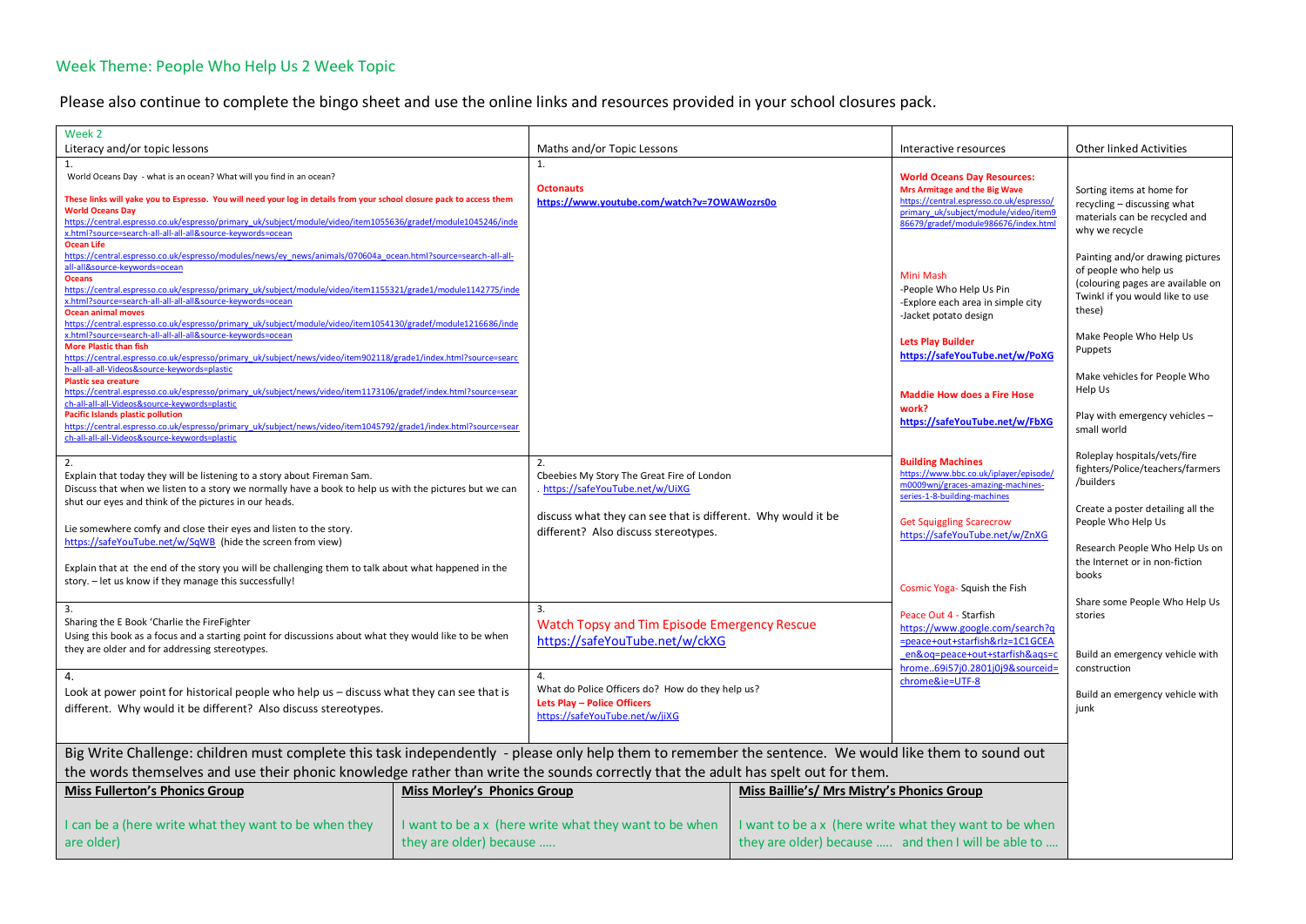## Week Theme: People Who Help Us 2 Week Topic

Please also continue to complete the bingo sheet and use the online links and resources provided in your school closures pack.

| Week 2<br>Literacy and/or topic lessons | Maths and/or Topic Lessons | Interactive resources | Other linked Activities |
|---|---|---|---|
| 1.<br>World Oceans Day - what is an ocean? What will you find in an ocean?<br><br>**These links will yake you to Espresso. You will need your log in details from your school closure pack to access them**<br>**World Oceans Day**<br>https://central.espresso.co.uk/espresso/primary_uk/subject/module/video/item1055636/gradef/module1045246/index.html?source=search-all-all-all&source-keywords=ocean<br>**Ocean Life**<br>https://central.espresso.co.uk/espresso/modules/news/ey_news/animals/070604a_ocean.html?source=search-all-all-all-all&source-keywords=ocean<br>**Oceans**<br>https://central.espresso.co.uk/espresso/primary_uk/subject/module/video/item1155321/grade1/module1142775/index.html?source=search-all-all-all&source-keywords=ocean<br>**Ocean animal moves**<br>https://central.espresso.co.uk/espresso/primary_uk/subject/module/video/item1054130/gradef/module1216686/index.html?source=search-all-all-all&source-keywords=ocean<br>**More Plastic than fish**<br>https://central.espresso.co.uk/espresso/primary_uk/subject/news/video/item902118/grade1/index.html?source=search-all-all-all-Videos&source-keywords=plastic<br>**Plastic sea creature**<br>https://central.espresso.co.uk/espresso/primary_uk/subject/news/video/item1173106/gradef/index.html?source=search-all-all-Videos&source-keywords=plastic<br>**Pacific Islands plastic pollution**<br>https://central.espresso.co.uk/espresso/primary_uk/subject/news/video/item1045792/grade1/index.html?source=search-all-all-all-Videos&source-keywords=plastic | 1.<br>**Octonauts**<br>**https://www.youtube.com/watch?v=7OWAWozrs0o** | **World Oceans Day Resources:**<br>**Mrs Armitage and the Big Wave**<br>https://central.espresso.co.uk/espresso/primary_uk/subject/module/video/item986679/gradef/module986676/index.html<br><br>Mini Mash<br>-People Who Help Us Pin<br>-Explore each area in simple city<br>-Jacket potato design<br><br>**Lets Play Builder**<br>**https://safeYouTube.net/w/PoXG**<br><br>**Maddie How does a Fire Hose work?**<br>**https://safeYouTube.net/w/FbXG**<br><br>**Building Machines**<br>https://www.bbc.co.uk/iplayer/episode/m0009wnj/graces-amazing-machines-series-1-8-building-machines<br><br>Get Squiggling Scarecrow<br>https://safeYouTube.net/w/ZnXG<br><br>Cosmic Yoga- Squish the Fish<br><br>Peace Out 4 - Starfish<br>https://www.google.com/search?q=peace+out+starfish&rlz=1C1GCEA_en&oq=peace+out+starfish&aqs=chrome..69i57j0.2801j0j9&sourceid=chrome&ie=UTF-8 | Sorting items at home for recycling – discussing what materials can be recycled and why we recycle<br><br>Painting and/or drawing pictures of people who help us (colouring pages are available on Twinkl if you would like to use these)<br><br>Make People Who Help Us Puppets<br><br>Make vehicles for People Who Help Us<br><br>Play with emergency vehicles – small world<br><br>Roleplay hospitals/vets/fire fighters/Police/teachers/farmers/builders<br><br>Create a poster detailing all the People Who Help Us<br><br>Research People Who Help Us on the Internet or in non-fiction books<br><br>Share some People Who Help Us stories<br><br>Build an emergency vehicle with construction<br><br>Build an emergency vehicle with junk |
| 2.<br>Explain that today they will be listening to a story about Fireman Sam.<br>Discuss that when we listen to a story we normally have a book to help us with the pictures but we can shut our eyes and think of the pictures in our heads.<br><br>Lie somewhere comfy and close their eyes and listen to the story.<br>https://safeYouTube.net/w/SqWB (hide the screen from view)<br><br>Explain that at the end of the story you will be challenging them to talk about what happened in the story. – let us know if they manage this successfully! | 2.<br>Cbeebies My Story The Great Fire of London<br>. https://safeYouTube.net/w/UiXG<br><br>discuss what they can see that is different. Why would it be different? Also discuss stereotypes. | | |
| 3.<br>Sharing the E Book 'Charlie the FireFighter<br>Using this book as a focus and a starting point for discussions about what they would like to be when they are older and for addressing stereotypes. | 3.<br>Watch Topsy and Tim Episode Emergency Rescue<br>https://safeYouTube.net/w/ckXG | | |
| 4.<br>Look at power point for historical people who help us – discuss what they can see that is different. Why would it be different? Also discuss stereotypes. | 4.<br>What do Police Officers do? How do they help us?<br>**Lets Play – Police Officers**<br>https://safeYouTube.net/w/jiXG | | |

Big Write Challenge: children must complete this task independently - please only help them to remember the sentence. We would like them to sound out the words themselves and use their phonic knowledge rather than write the sounds correctly that the adult has spelt out for them.

| Miss Fullerton's Phonics Group | Miss Morley's Phonics Group | Miss Baillie's/ Mrs Mistry's Phonics Group |
|---|---|---|
| I can be a (here write what they want to be when they are older) | I want to be a x (here write what they want to be when they are older) because ….. | I want to be a x (here write what they want to be when they are older) because ….. and then I will be able to …. |